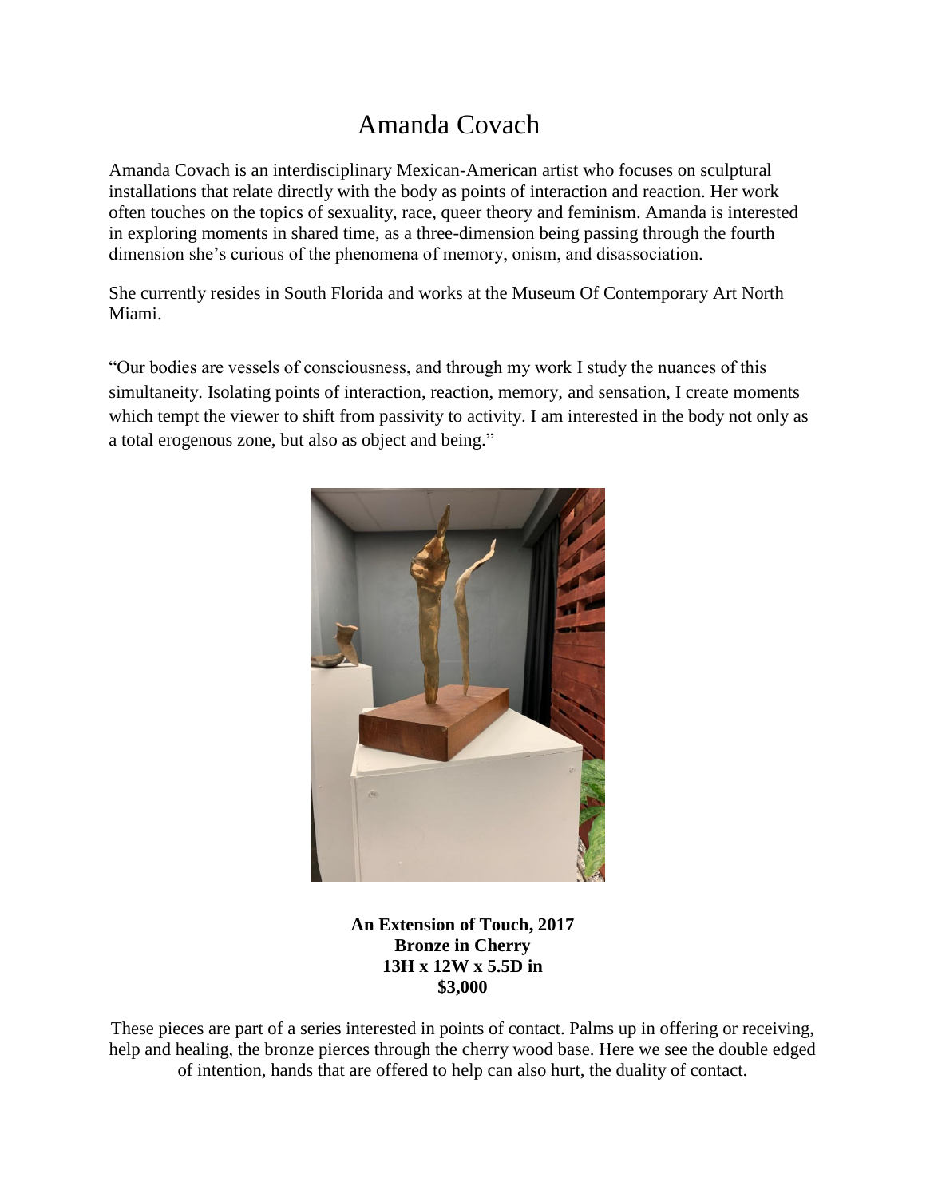# Amanda Covach

Amanda Covach is an interdisciplinary Mexican-American artist who focuses on sculptural installations that relate directly with the body as points of interaction and reaction. Her work often touches on the topics of sexuality, race, queer theory and feminism. Amanda is interested in exploring moments in shared time, as a three-dimension being passing through the fourth dimension she's curious of the phenomena of memory, onism, and disassociation.

She currently resides in South Florida and works at the Museum Of Contemporary Art North Miami.

"Our bodies are vessels of consciousness, and through my work I study the nuances of this simultaneity. Isolating points of interaction, reaction, memory, and sensation, I create moments which tempt the viewer to shift from passivity to activity. I am interested in the body not only as a total erogenous zone, but also as object and being."

**An Extension of Touch, 2017**
**Bronze in Cherry**
**13H x 12W x 5.5D in**
**$3,000**

These pieces are part of a series interested in points of contact. Palms up in offering or receiving, help and healing, the bronze pierces through the cherry wood base. Here we see the double edged of intention, hands that are offered to help can also hurt, the duality of contact.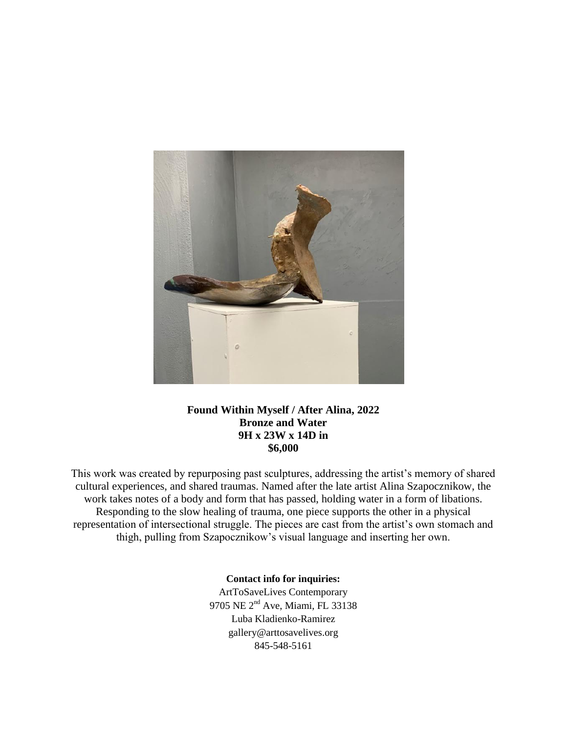**Found Within Myself / After Alina, 2022**
**Bronze and Water**
**9H x 23W x 14D in**
**$6,000**

This work was created by repurposing past sculptures, addressing the artist's memory of shared cultural experiences, and shared traumas. Named after the late artist Alina Szapocznikow, the work takes notes of a body and form that has passed, holding water in a form of libations. Responding to the slow healing of trauma, one piece supports the other in a physical representation of intersectional struggle. The pieces are cast from the artist's own stomach and thigh, pulling from Szapocznikow's visual language and inserting her own.

**Contact info for inquiries:**
ArtToSaveLives Contemporary
9705 NE 2nd Ave, Miami, FL 33138
Luba Kladienko-Ramirez
gallery@arttosavelives.org
845-548-5161